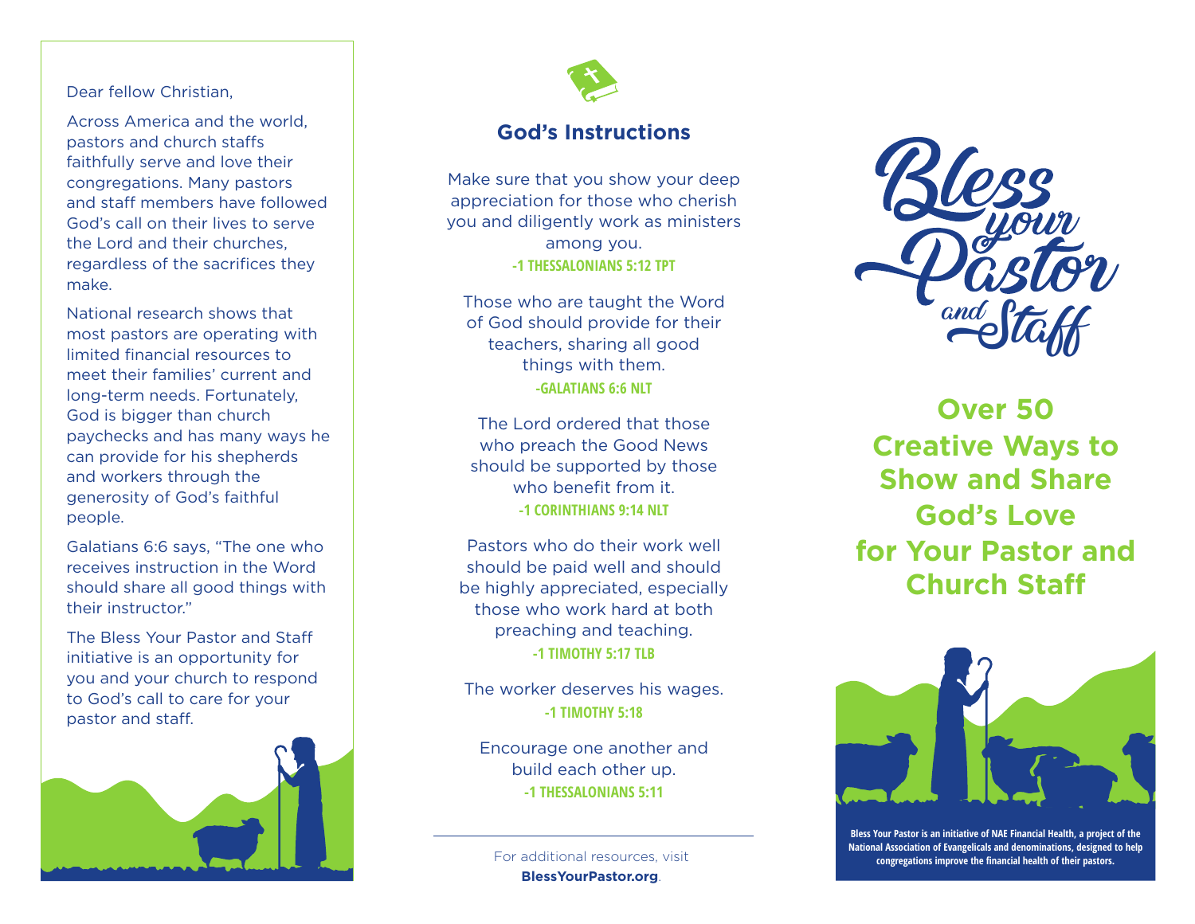Dear fellow Christian,

Across America and the world, pastors and church staffs faithfully serve and love their congregations. Many pastors and staff members have followed God's call on their lives to serve the Lord and their churches, regardless of the sacrifices they make.

National research shows that most pastors are operating with limited financial resources to meet their families' current and long-term needs. Fortunately, God is bigger than church paychecks and has many ways he can provide for his shepherds and workers through the generosity of God's faithful people.

Galatians 6:6 says, "The one who receives instruction in the Word should share all good things with their instructor."

The Bless Your Pastor and Staff initiative is an opportunity for you and your church to respond to God's call to care for your pastor and staff.

## God's Instructions

Make sure that you show your deep appreciation for those who cherish you and diligently work as ministers among you.
**-1 THESSALONIANS 5:12 TPT**

Those who are taught the Word of God should provide for their teachers, sharing all good things with them.
**-GALATIANS 6:6 NLT**

The Lord ordered that those who preach the Good News should be supported by those who benefit from it.
**-1 CORINTHIANS 9:14 NLT**

Pastors who do their work well should be paid well and should be highly appreciated, especially those who work hard at both preaching and teaching.
**-1 TIMOTHY 5:17 TLB**

The worker deserves his wages.
**-1 TIMOTHY 5:18**

Encourage one another and build each other up.
**-1 THESSALONIANS 5:11**

---

For additional resources, visit **BlessYourPastor.org**.

# Bless your Pastor and Staff

## Over 50 Creative Ways to Show and Share God's Love for Your Pastor and Church Staff

**Bless Your Pastor is an initiative of NAE Financial Health, a project of the National Association of Evangelicals and denominations, designed to help congregations improve the financial health of their pastors.**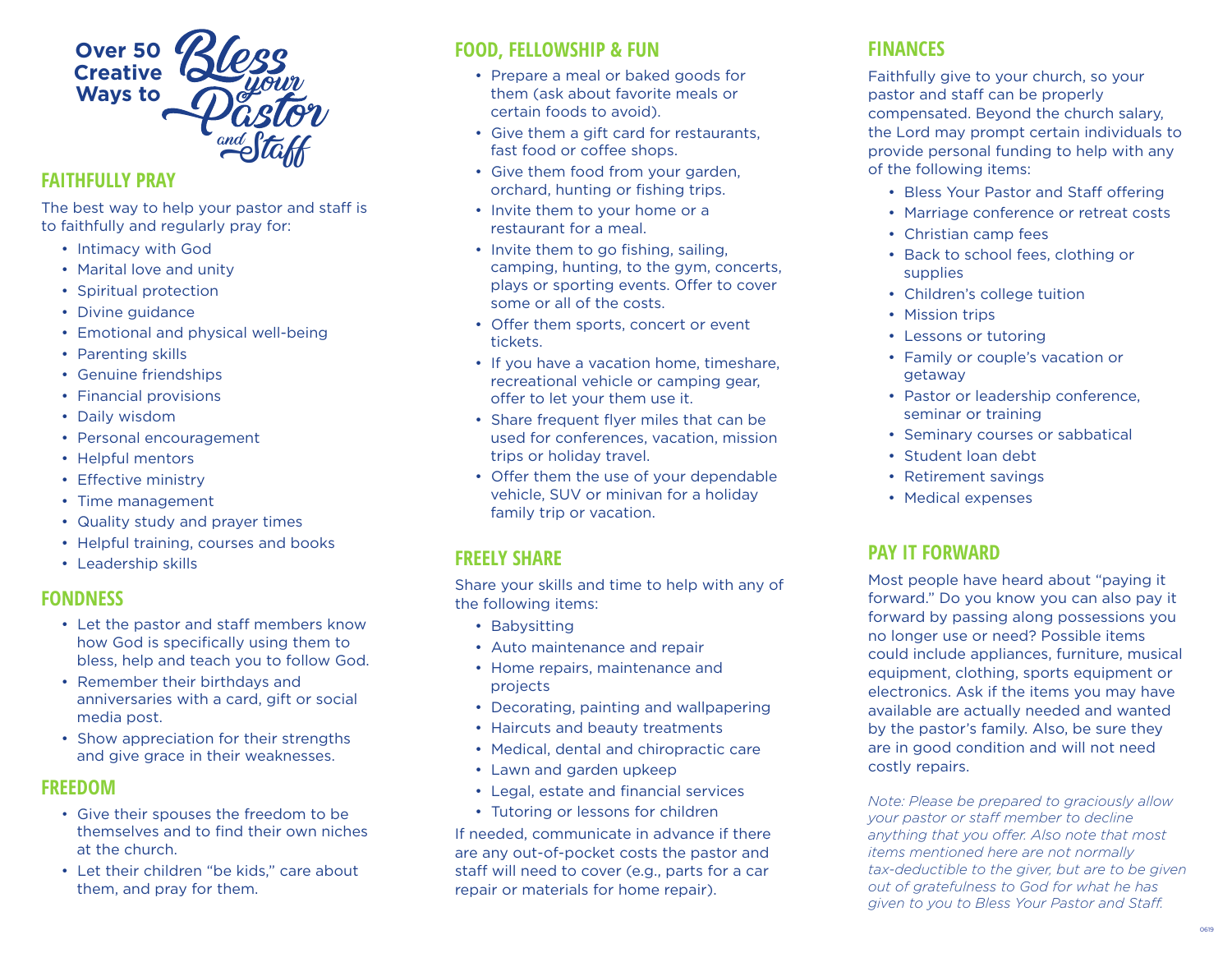# Over 50 Creative Ways to Bless your Pastor and Staff

## FAITHFULLY PRAY

The best way to help your pastor and staff is to faithfully and regularly pray for:

- Intimacy with God
- Marital love and unity
- Spiritual protection
- Divine guidance
- Emotional and physical well-being
- Parenting skills
- Genuine friendships
- Financial provisions
- Daily wisdom
- Personal encouragement
- Helpful mentors
- Effective ministry
- Time management
- Quality study and prayer times
- Helpful training, courses and books
- Leadership skills

## FONDNESS

- Let the pastor and staff members know how God is specifically using them to bless, help and teach you to follow God.
- Remember their birthdays and anniversaries with a card, gift or social media post.
- Show appreciation for their strengths and give grace in their weaknesses.

## FREEDOM

- Give their spouses the freedom to be themselves and to find their own niches at the church.
- Let their children "be kids," care about them, and pray for them.

## FOOD, FELLOWSHIP & FUN

- Prepare a meal or baked goods for them (ask about favorite meals or certain foods to avoid).
- Give them a gift card for restaurants, fast food or coffee shops.
- Give them food from your garden, orchard, hunting or fishing trips.
- Invite them to your home or a restaurant for a meal.
- Invite them to go fishing, sailing, camping, hunting, to the gym, concerts, plays or sporting events. Offer to cover some or all of the costs.
- Offer them sports, concert or event tickets.
- If you have a vacation home, timeshare, recreational vehicle or camping gear, offer to let your them use it.
- Share frequent flyer miles that can be used for conferences, vacation, mission trips or holiday travel.
- Offer them the use of your dependable vehicle, SUV or minivan for a holiday family trip or vacation.

## FREELY SHARE

Share your skills and time to help with any of the following items:

- Babysitting
- Auto maintenance and repair
- Home repairs, maintenance and projects
- Decorating, painting and wallpapering
- Haircuts and beauty treatments
- Medical, dental and chiropractic care
- Lawn and garden upkeep
- Legal, estate and financial services
- Tutoring or lessons for children

If needed, communicate in advance if there are any out-of-pocket costs the pastor and staff will need to cover (e.g., parts for a car repair or materials for home repair).

## FINANCES

Faithfully give to your church, so your pastor and staff can be properly compensated. Beyond the church salary, the Lord may prompt certain individuals to provide personal funding to help with any of the following items:

- Bless Your Pastor and Staff offering
- Marriage conference or retreat costs
- Christian camp fees
- Back to school fees, clothing or supplies
- Children's college tuition
- Mission trips
- Lessons or tutoring
- Family or couple's vacation or getaway
- Pastor or leadership conference, seminar or training
- Seminary courses or sabbatical
- Student loan debt
- Retirement savings
- Medical expenses

## PAY IT FORWARD

Most people have heard about "paying it forward." Do you know you can also pay it forward by passing along possessions you no longer use or need? Possible items could include appliances, furniture, musical equipment, clothing, sports equipment or electronics. Ask if the items you may have available are actually needed and wanted by the pastor's family. Also, be sure they are in good condition and will not need costly repairs.

*Note: Please be prepared to graciously allow your pastor or staff member to decline anything that you offer. Also note that most items mentioned here are not normally tax-deductible to the giver, but are to be given out of gratefulness to God for what he has given to you to Bless Your Pastor and Staff.*

0619